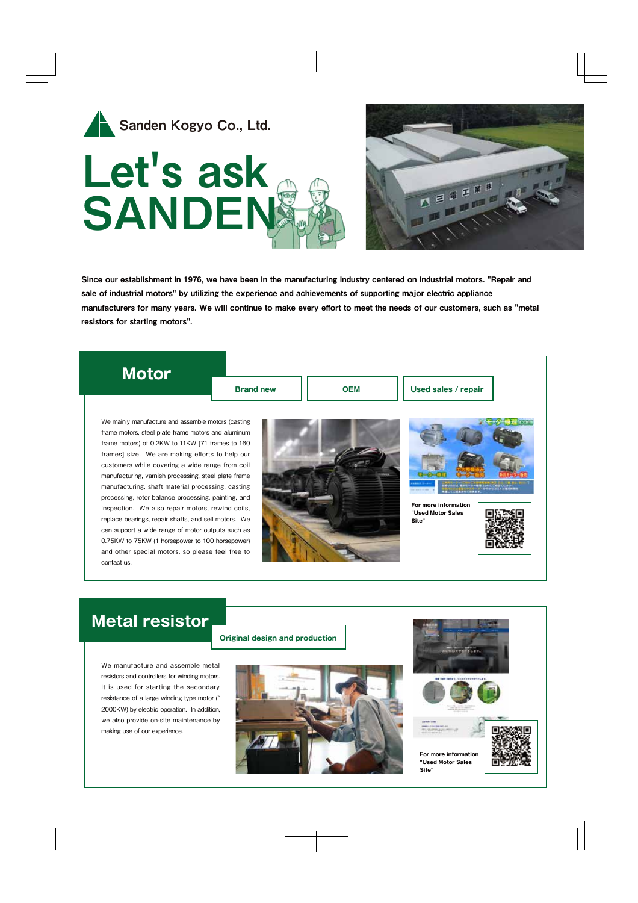Sanden Kogyo Co., Ltd.

# Let's ask SANDEN

**Since our establishment in 1976, we have been in the manufacturing industry centered on industrial motors. "Repair and sale of industrial motors" by utilizing the experience and achievements of supporting major electric appliance manufacturers for many years. We will continue to make every effort to meet the needs of our customers, such as "metal resistors for starting motors".**

## Motor

**Brand new** | **OEM** | **Used sales / repair**

We mainly manufacture and assemble motors (casting frame motors, steel plate frame motors and aluminum frame motors) of 0.2KW to 11KW [71 frames to 160 frames] size. We are making efforts to help our customers while covering a wide range from coil manufacturing, varnish processing, steel plate frame manufacturing, shaft material processing, casting processing, rotor balance processing, painting, and inspection. We also repair motors, rewind coils, replace bearings, repair shafts, and sell motors. We can support a wide range of motor outputs such as 0.75KW to 75KW (1 horsepower to 100 horsepower) and other special motors, so please feel free to contact us.

**For more information "Used Motor Sales Site"**

## Metal resistor

**Original design and production**

We manufacture and assemble metal resistors and controllers for winding motors. It is used for starting the secondary resistance of a large winding type motor (~ 2000KW) by electric operation. In addition, we also provide on-site maintenance by making use of our experience.

**For more information "Used Motor Sales Site"**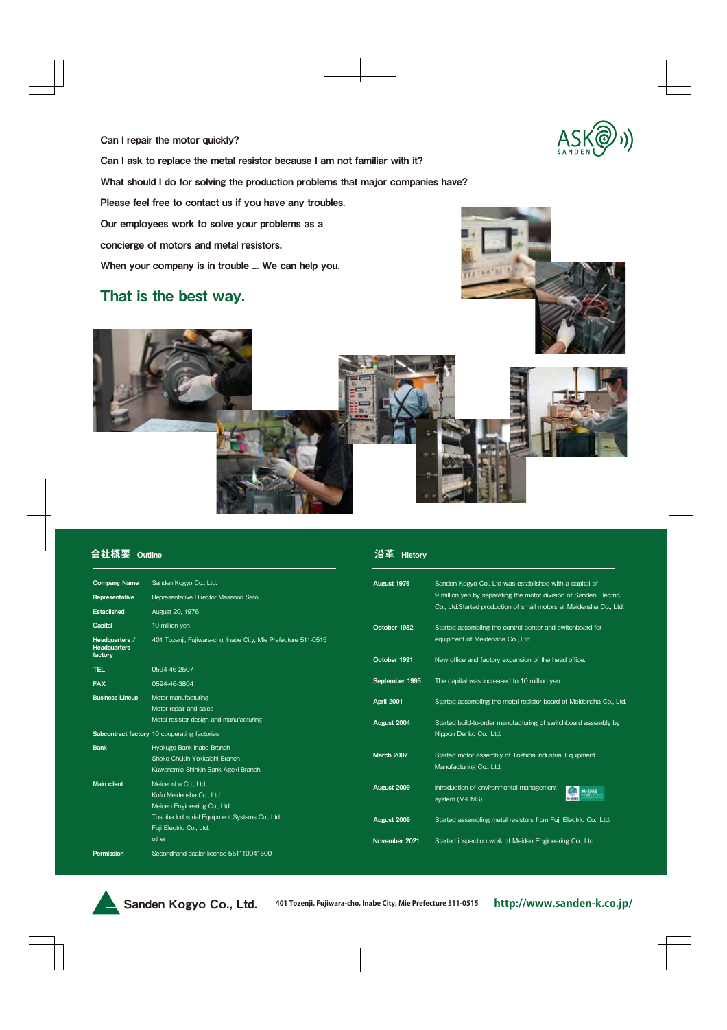Can I repair the motor quickly?

Can I ask to replace the metal resistor because I am not familiar with it?

What should I do for solving the production problems that major companies have?

Please feel free to contact us if you have any troubles.

Our employees work to solve your problems as a

concierge of motors and metal resistors.

When your company is in trouble ... We can help you.

## That is the best way.

ASK SANDEN

## 会社概要 Outline

| | |
|---|---|
| **Company Name** | Sanden Kogyo Co., Ltd. |
| **Representative** | Representative Director Masanori Sato |
| **Established** | August 20, 1976 |
| **Capital** | 10 million yen |
| **Headquarters / Headquarters factory** | 401 Tozenji, Fujiwara-cho, Inabe City, Mie Prefecture 511-0515 |
| **TEL** | 0594-46-2507 |
| **FAX** | 0594-46-3804 |
| **Business Lineup** | Motor manufacturing<br>Motor repair and sales<br>Metal resistor design and manufacturing |
| **Subcontract factory** | 10 cooperating factories |
| **Bank** | Hyakugo Bank Inabe Branch<br>Shoko Chukin Yokkaichi Branch<br>Kuwanamie Shinkin Bank Ageki Branch |
| **Main client** | Meidensha Co., Ltd.<br>Kofu Meidensha Co., Ltd.<br>Meiden Engineering Co., Ltd.<br>Toshiba Industrial Equipment Systems Co., Ltd.<br>Fuji Electric Co., Ltd.<br>other |
| **Permission** | Secondhand dealer license 551110041500 |

## 沿革 History

| | |
|---|---|
| **August 1976** | Sanden Kogyo Co., Ltd was established with a capital of 9 million yen by separating the motor division of Sanden Electric Co., Ltd.Started production of small motors at Meidensha Co., Ltd. |
| **October 1982** | Started assembling the control center and switchboard for equipment of Meidensha Co., Ltd. |
| **October 1991** | New office and factory expansion of the head office. |
| **September 1995** | The capital was increased to 10 million yen. |
| **April 2001** | Started assembling the metal resistor board of Meidensha Co., Ltd. |
| **August 2004** | Started build-to-order manufacturing of switchboard assembly by Nippon Denko Co., Ltd. |
| **March 2007** | Started motor assembly of Toshiba Industrial Equipment Manufacturing Co., Ltd. |
| **August 2009** | Introduction of environmental management system (M-EMS) |
| **August 2009** | Started assembling metal resistors from Fuji Electric Co., Ltd. |
| **November 2021** | Started inspection work of Meiden Engineering Co., Ltd. |

**Sanden Kogyo Co., Ltd.** 401 Tozenji, Fujiwara-cho, Inabe City, Mie Prefecture 511-0515 http://www.sanden-k.co.jp/